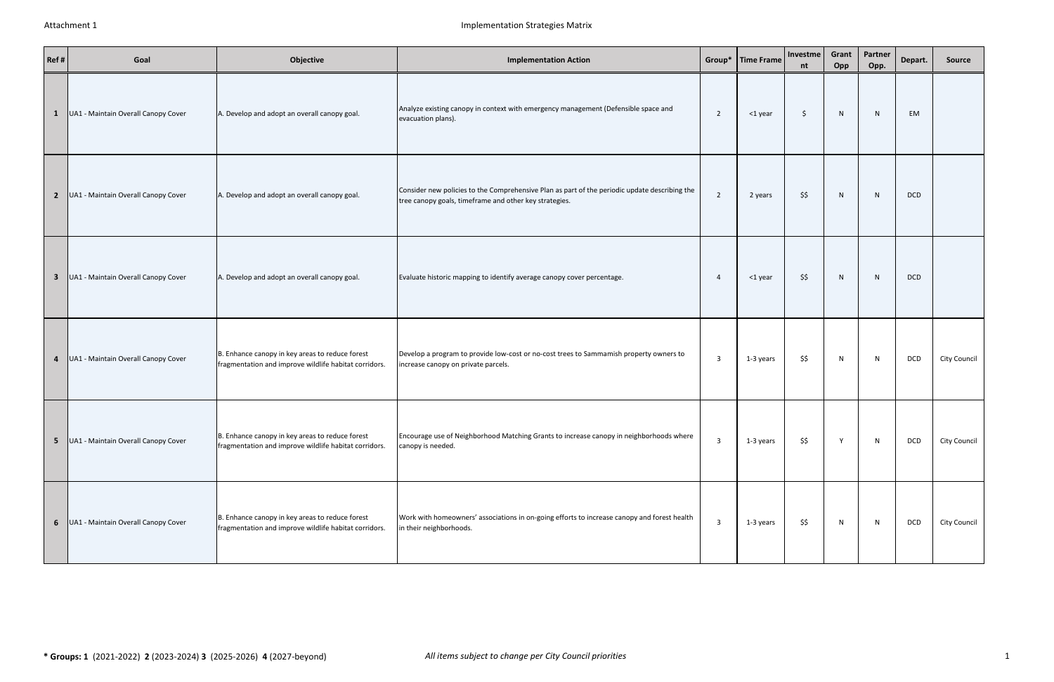Attachment 1

# Implementation Strategies Matrix

| Ref # | Goal | Objective | Implementation Action | Group* | Time Frame | Investment | Grant Opp | Partner Opp. | Depart. | Source |
|---|---|---|---|---|---|---|---|---|---|---|
| 1 | UA1 - Maintain Overall Canopy Cover | A. Develop and adopt an overall canopy goal. | Analyze existing canopy in context with emergency management (Defensible space and evacuation plans). | 2 | <1 year | $ | N | N | EM | |
| 2 | UA1 - Maintain Overall Canopy Cover | A. Develop and adopt an overall canopy goal. | Consider new policies to the Comprehensive Plan as part of the periodic update describing the tree canopy goals, timeframe and other key strategies. | 2 | 2 years | $$ | N | N | DCD | |
| 3 | UA1 - Maintain Overall Canopy Cover | A. Develop and adopt an overall canopy goal. | Evaluate historic mapping to identify average canopy cover percentage. | 4 | <1 year | $$ | N | N | DCD | |
| 4 | UA1 - Maintain Overall Canopy Cover | B. Enhance canopy in key areas to reduce forest fragmentation and improve wildlife habitat corridors. | Develop a program to provide low-cost or no-cost trees to Sammamish property owners to increase canopy on private parcels. | 3 | 1-3 years | $$ | N | N | DCD | City Council |
| 5 | UA1 - Maintain Overall Canopy Cover | B. Enhance canopy in key areas to reduce forest fragmentation and improve wildlife habitat corridors. | Encourage use of Neighborhood Matching Grants to increase canopy in neighborhoods where canopy is needed. | 3 | 1-3 years | $$ | Y | N | DCD | City Council |
| 6 | UA1 - Maintain Overall Canopy Cover | B. Enhance canopy in key areas to reduce forest fragmentation and improve wildlife habitat corridors. | Work with homeowners' associations in on-going efforts to increase canopy and forest health in their neighborhoods. | 3 | 1-3 years | $$ | N | N | DCD | City Council |

**\* Groups: 1** (2021-2022) **2** (2023-2024) **3** (2025-2026) **4** (2027-beyond)

*All items subject to change per City Council priorities*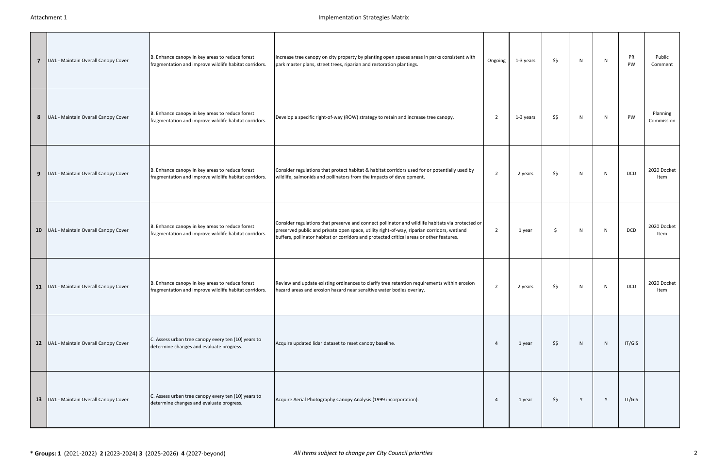Attachment 1

Implementation Strategies Matrix

| | | | | | | | | | | |
|---|---|---|---|---|---|---|---|---|---|---|
| **7** | UA1 - Maintain Overall Canopy Cover | B. Enhance canopy in key areas to reduce forest fragmentation and improve wildlife habitat corridors. | Increase tree canopy on city property by planting open spaces areas in parks consistent with park master plans, street trees, riparian and restoration plantings. | Ongoing | 1-3 years | $$ | N | N | PR PW | Public Comment |
| **8** | UA1 - Maintain Overall Canopy Cover | B. Enhance canopy in key areas to reduce forest fragmentation and improve wildlife habitat corridors. | Develop a specific right-of-way (ROW) strategy to retain and increase tree canopy. | 2 | 1-3 years | $$ | N | N | PW | Planning Commission |
| **9** | UA1 - Maintain Overall Canopy Cover | B. Enhance canopy in key areas to reduce forest fragmentation and improve wildlife habitat corridors. | Consider regulations that protect habitat & habitat corridors used for or potentially used by wildlife, salmonids and pollinators from the impacts of development. | 2 | 2 years | $$ | N | N | DCD | 2020 Docket Item |
| **10** | UA1 - Maintain Overall Canopy Cover | B. Enhance canopy in key areas to reduce forest fragmentation and improve wildlife habitat corridors. | Consider regulations that preserve and connect pollinator and wildlife habitats via protected or preserved public and private open space, utility right-of-way, riparian corridors, wetland buffers, pollinator habitat or corridors and protected critical areas or other features. | 2 | 1 year | $ | N | N | DCD | 2020 Docket Item |
| **11** | UA1 - Maintain Overall Canopy Cover | B. Enhance canopy in key areas to reduce forest fragmentation and improve wildlife habitat corridors. | Review and update existing ordinances to clarify tree retention requirements within erosion hazard areas and erosion hazard near sensitive water bodies overlay. | 2 | 2 years | $$ | N | N | DCD | 2020 Docket Item |
| **12** | UA1 - Maintain Overall Canopy Cover | C. Assess urban tree canopy every ten (10) years to determine changes and evaluate progress. | Acquire updated lidar dataset to reset canopy baseline. | 4 | 1 year | $$ | N | N | IT/GIS | |
| **13** | UA1 - Maintain Overall Canopy Cover | C. Assess urban tree canopy every ten (10) years to determine changes and evaluate progress. | Acquire Aerial Photography Canopy Analysis (1999 incorporation). | 4 | 1 year | $$ | Y | Y | IT/GIS | |

**\* Groups: 1** (2021-2022) **2** (2023-2024) **3** (2025-2026) **4** (2027-beyond)

*All items subject to change per City Council priorities*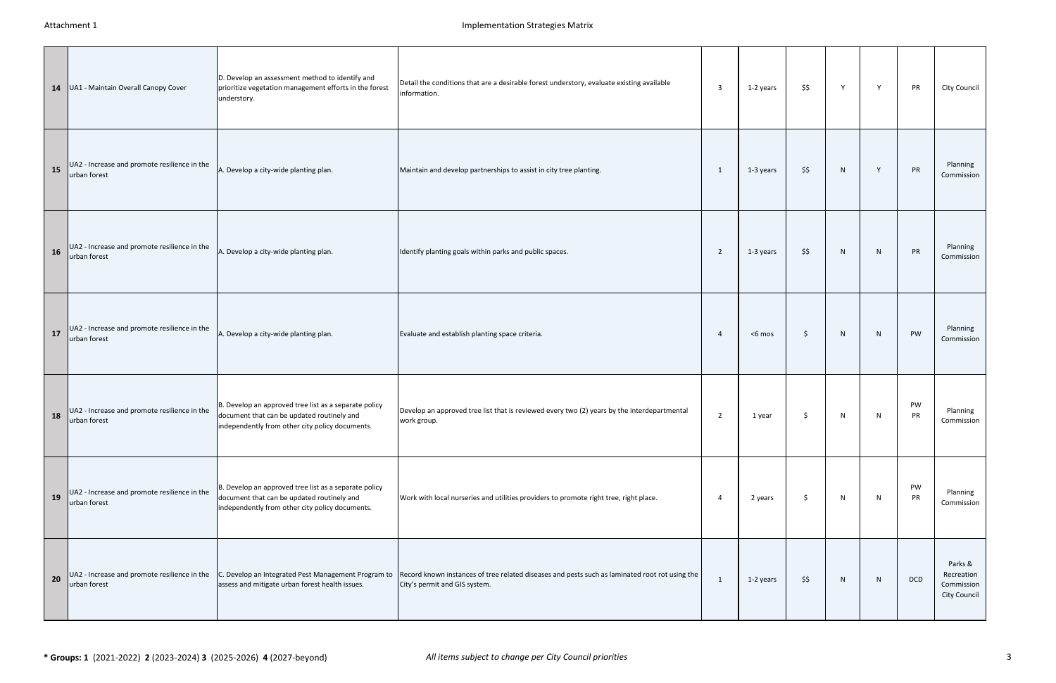Attachment 1

Implementation Strategies Matrix

| | | | | | | | | | | |
|---|---|---|---|---|---|---|---|---|---|---|
| 14 | UA1 - Maintain Overall Canopy Cover | D. Develop an assessment method to identify and prioritize vegetation management efforts in the forest understory. | Detail the conditions that are a desirable forest understory, evaluate existing available information. | 3 | 1-2 years | $$ | Y | Y | PR | City Council |
| 15 | UA2 - Increase and promote resilience in the urban forest | A. Develop a city-wide planting plan. | Maintain and develop partnerships to assist in city tree planting. | 1 | 1-3 years | $$ | N | Y | PR | Planning Commission |
| 16 | UA2 - Increase and promote resilience in the urban forest | A. Develop a city-wide planting plan. | Identify planting goals within parks and public spaces. | 2 | 1-3 years | $$ | N | N | PR | Planning Commission |
| 17 | UA2 - Increase and promote resilience in the urban forest | A. Develop a city-wide planting plan. | Evaluate and establish planting space criteria. | 4 | <6 mos | $ | N | N | PW | Planning Commission |
| 18 | UA2 - Increase and promote resilience in the urban forest | B. Develop an approved tree list as a separate policy document that can be updated routinely and independently from other city policy documents. | Develop an approved tree list that is reviewed every two (2) years by the interdepartmental work group. | 2 | 1 year | $ | N | N | PW PR | Planning Commission |
| 19 | UA2 - Increase and promote resilience in the urban forest | B. Develop an approved tree list as a separate policy document that can be updated routinely and independently from other city policy documents. | Work with local nurseries and utilities providers to promote right tree, right place. | 4 | 2 years | $ | N | N | PW PR | Planning Commission |
| 20 | UA2 - Increase and promote resilience in the urban forest | C. Develop an Integrated Pest Management Program to assess and mitigate urban forest health issues. | Record known instances of tree related diseases and pests such as laminated root rot using the City's permit and GIS system. | 1 | 1-2 years | $$ | N | N | DCD | Parks & Recreation Commission City Council |

**\* Groups: 1** (2021-2022) **2** (2023-2024) **3** (2025-2026) **4** (2027-beyond)

*All items subject to change per City Council priorities*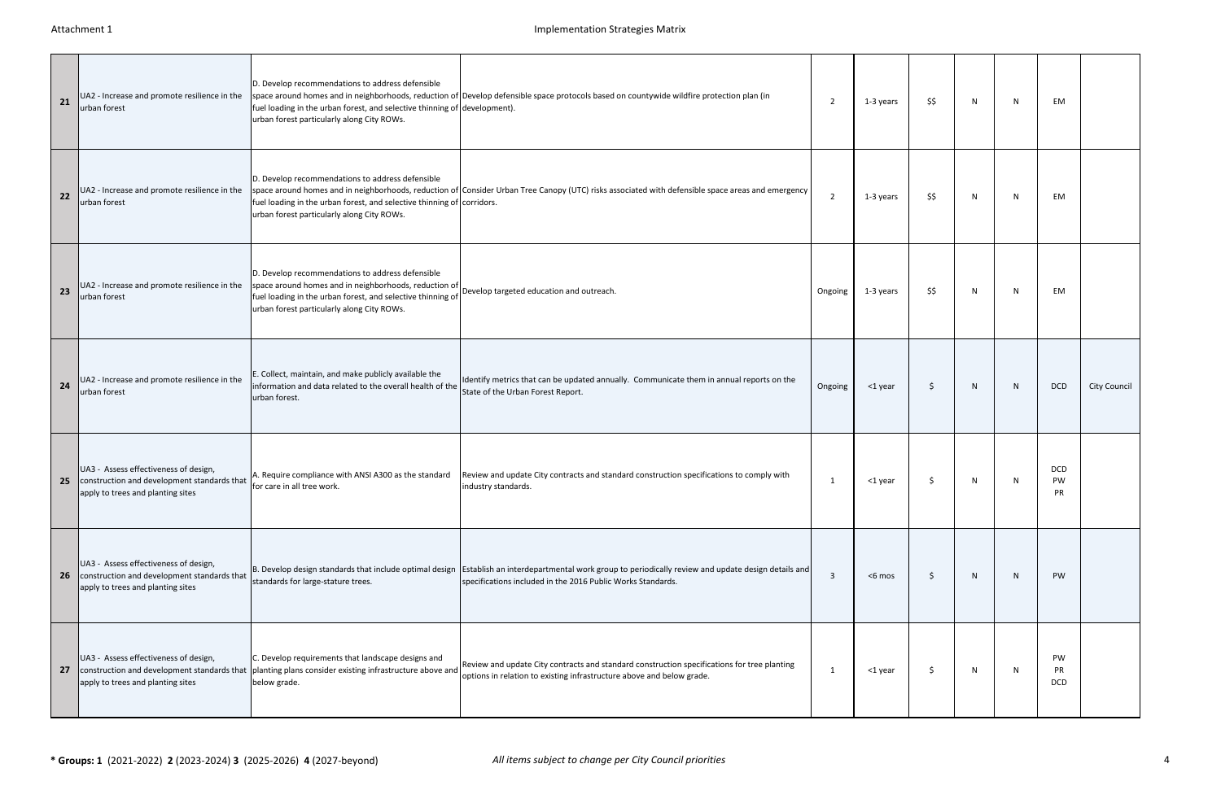| | | | | | | | | | | |
|---|---|---|---|---|---|---|---|---|---|---|
| 21 | UA2 - Increase and promote resilience in the urban forest | D. Develop recommendations to address defensible space around homes and in neighborhoods, reduction of fuel loading in the urban forest, and selective thinning of urban forest particularly along City ROWs. | Develop defensible space protocols based on countywide wildfire protection plan (in development). | 2 | 1-3 years | $$ | N | N | EM | |
| 22 | UA2 - Increase and promote resilience in the urban forest | D. Develop recommendations to address defensible space around homes and in neighborhoods, reduction of fuel loading in the urban forest, and selective thinning of urban forest particularly along City ROWs. | Consider Urban Tree Canopy (UTC) risks associated with defensible space areas and emergency corridors. | 2 | 1-3 years | $$ | N | N | EM | |
| 23 | UA2 - Increase and promote resilience in the urban forest | D. Develop recommendations to address defensible space around homes and in neighborhoods, reduction of fuel loading in the urban forest, and selective thinning of urban forest particularly along City ROWs. | Develop targeted education and outreach. | Ongoing | 1-3 years | $$ | N | N | EM | |
| 24 | UA2 - Increase and promote resilience in the urban forest | E. Collect, maintain, and make publicly available the information and data related to the overall health of the urban forest. | Identify metrics that can be updated annually. Communicate them in annual reports on the State of the Urban Forest Report. | Ongoing | <1 year | $ | N | N | DCD | City Council |
| 25 | UA3 - Assess effectiveness of design, construction and development standards that apply to trees and planting sites | A. Require compliance with ANSI A300 as the standard for care in all tree work. | Review and update City contracts and standard construction specifications to comply with industry standards. | 1 | <1 year | $ | N | N | DCD<br>PW<br>PR | |
| 26 | UA3 - Assess effectiveness of design, construction and development standards that apply to trees and planting sites | B. Develop design standards that include optimal design standards for large-stature trees. | Establish an interdepartmental work group to periodically review and update design details and specifications included in the 2016 Public Works Standards. | 3 | <6 mos | $ | N | N | PW | |
| 27 | UA3 - Assess effectiveness of design, construction and development standards that apply to trees and planting sites | C. Develop requirements that landscape designs and planting plans consider existing infrastructure above and below grade. | Review and update City contracts and standard construction specifications for tree planting options in relation to existing infrastructure above and below grade. | 1 | <1 year | $ | N | N | PW<br>PR<br>DCD | |

**\* Groups: 1** (2021-2022) **2** (2023-2024) **3** (2025-2026) **4** (2027-beyond)

*All items subject to change per City Council priorities*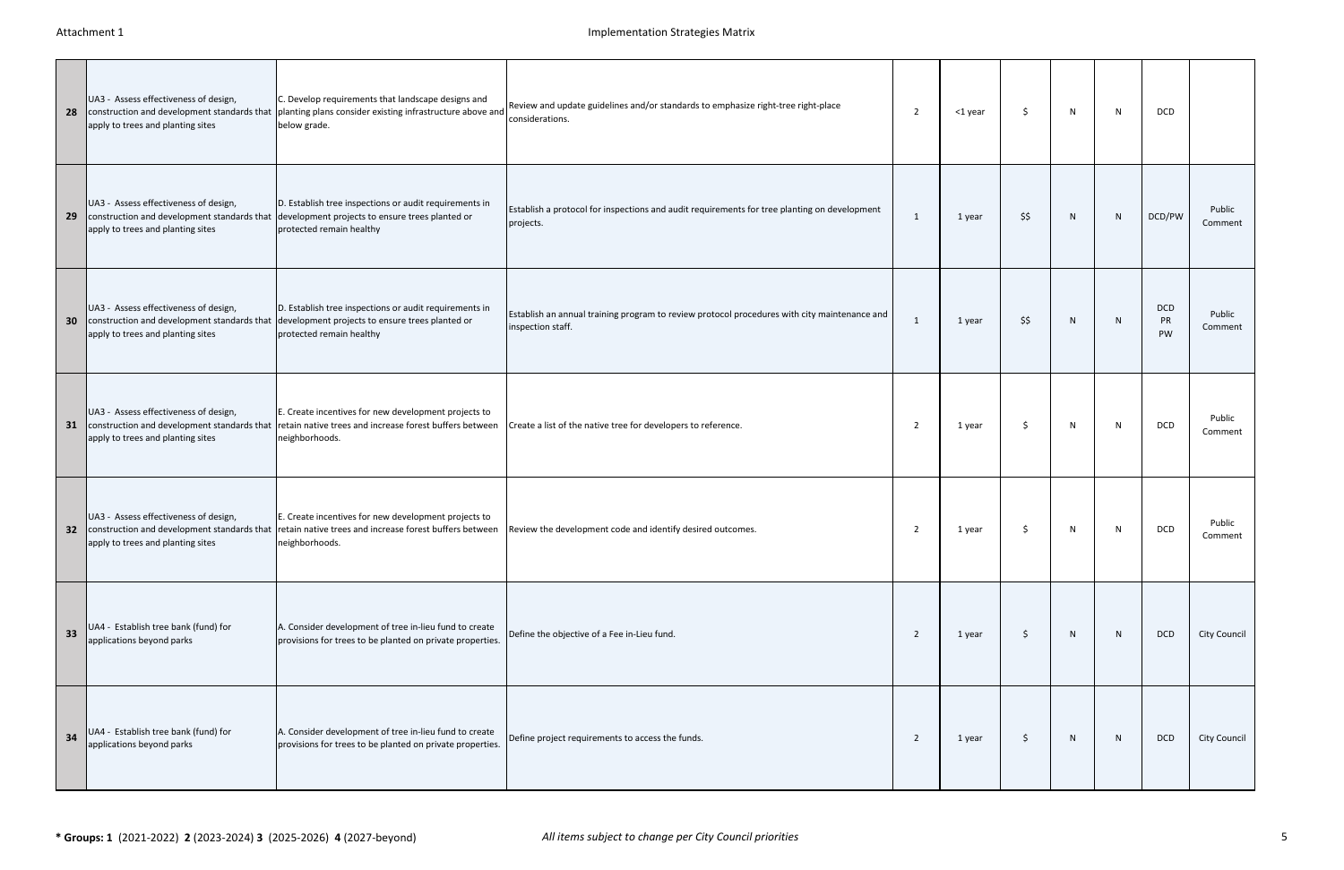| | | | | | | | | | | |
|---|---|---|---|---|---|---|---|---|---|---|
| **28** | UA3 - Assess effectiveness of design, construction and development standards that apply to trees and planting sites | C. Develop requirements that landscape designs and planting plans consider existing infrastructure above and below grade. | Review and update guidelines and/or standards to emphasize right-tree right-place considerations. | 2 | <1 year | $ | N | N | DCD | |
| **29** | UA3 - Assess effectiveness of design, construction and development standards that apply to trees and planting sites | D. Establish tree inspections or audit requirements in development projects to ensure trees planted or protected remain healthy | Establish a protocol for inspections and audit requirements for tree planting on development projects. | 1 | 1 year | $$ | N | N | DCD/PW | Public Comment |
| **30** | UA3 - Assess effectiveness of design, construction and development standards that apply to trees and planting sites | D. Establish tree inspections or audit requirements in development projects to ensure trees planted or protected remain healthy | Establish an annual training program to review protocol procedures with city maintenance and inspection staff. | 1 | 1 year | $$ | N | N | DCD PR PW | Public Comment |
| **31** | UA3 - Assess effectiveness of design, construction and development standards that apply to trees and planting sites | E. Create incentives for new development projects to retain native trees and increase forest buffers between neighborhoods. | Create a list of the native tree for developers to reference. | 2 | 1 year | $ | N | N | DCD | Public Comment |
| **32** | UA3 - Assess effectiveness of design, construction and development standards that apply to trees and planting sites | E. Create incentives for new development projects to retain native trees and increase forest buffers between neighborhoods. | Review the development code and identify desired outcomes. | 2 | 1 year | $ | N | N | DCD | Public Comment |
| **33** | UA4 - Establish tree bank (fund) for applications beyond parks | A. Consider development of tree in-lieu fund to create provisions for trees to be planted on private properties. | Define the objective of a Fee in-Lieu fund. | 2 | 1 year | $ | N | N | DCD | City Council |
| **34** | UA4 - Establish tree bank (fund) for applications beyond parks | A. Consider development of tree in-lieu fund to create provisions for trees to be planted on private properties. | Define project requirements to access the funds. | 2 | 1 year | $ | N | N | DCD | City Council |

**\* Groups: 1** (2021-2022) **2** (2023-2024) **3** (2025-2026) **4** (2027-beyond)

*All items subject to change per City Council priorities*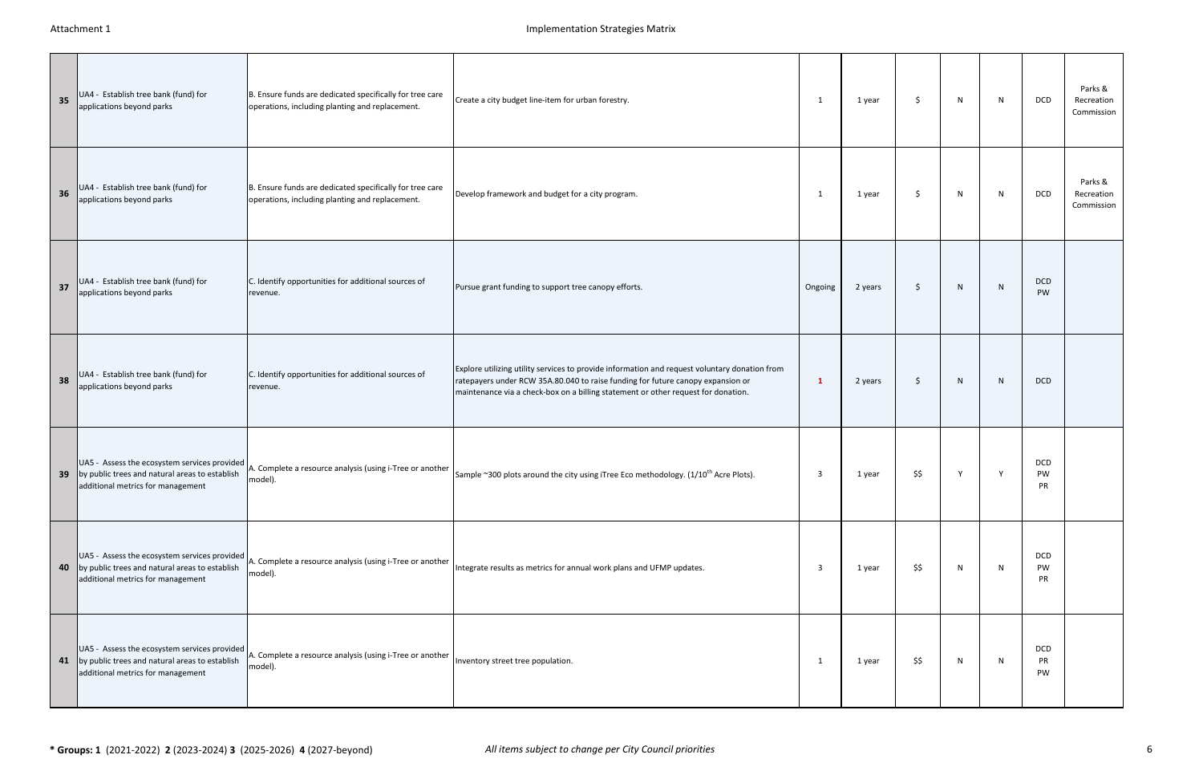| 35 | UA4 - Establish tree bank (fund) for applications beyond parks | B. Ensure funds are dedicated specifically for tree care operations, including planting and replacement. | Create a city budget line-item for urban forestry. | 1 | 1 year | $ | N | N | DCD | Parks & Recreation Commission |
|---|---|---|---|---|---|---|---|---|---|---|
| 36 | UA4 - Establish tree bank (fund) for applications beyond parks | B. Ensure funds are dedicated specifically for tree care operations, including planting and replacement. | Develop framework and budget for a city program. | 1 | 1 year | $ | N | N | DCD | Parks & Recreation Commission |
| 37 | UA4 - Establish tree bank (fund) for applications beyond parks | C. Identify opportunities for additional sources of revenue. | Pursue grant funding to support tree canopy efforts. | Ongoing | 2 years | $ | N | N | DCD PW | |
| 38 | UA4 - Establish tree bank (fund) for applications beyond parks | C. Identify opportunities for additional sources of revenue. | Explore utilizing utility services to provide information and request voluntary donation from ratepayers under RCW 35A.80.040 to raise funding for future canopy expansion or maintenance via a check-box on a billing statement or other request for donation. | 1 | 2 years | $ | N | N | DCD | |
| 39 | UA5 - Assess the ecosystem services provided by public trees and natural areas to establish additional metrics for management | A. Complete a resource analysis (using i-Tree or another model). | Sample ~300 plots around the city using iTree Eco methodology. (1/10$^{th}$ Acre Plots). | 3 | 1 year | $$ | Y | Y | DCD PW PR | |
| 40 | UA5 - Assess the ecosystem services provided by public trees and natural areas to establish additional metrics for management | A. Complete a resource analysis (using i-Tree or another model). | Integrate results as metrics for annual work plans and UFMP updates. | 3 | 1 year | $$ | N | N | DCD PW PR | |
| 41 | UA5 - Assess the ecosystem services provided by public trees and natural areas to establish additional metrics for management | A. Complete a resource analysis (using i-Tree or another model). | Inventory street tree population. | 1 | 1 year | $$ | N | N | DCD PR PW | |

**\* Groups: 1** (2021-2022) **2** (2023-2024) **3** (2025-2026) **4** (2027-beyond)

*All items subject to change per City Council priorities*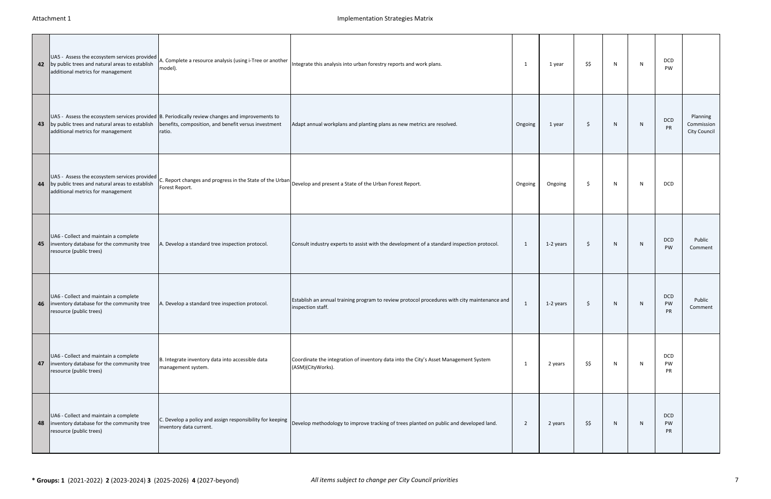# Implementation Strategies Matrix

| | | | | | | | | | | |
|---|---|---|---|---|---|---|---|---|---|---|
| **42** | UA5 - Assess the ecosystem services provided by public trees and natural areas to establish additional metrics for management | A. Complete a resource analysis (using i-Tree or another model). | Integrate this analysis into urban forestry reports and work plans. | 1 | 1 year | $$ | N | N | DCD PW | |
| **43** | UA5 - Assess the ecosystem services provided by public trees and natural areas to establish additional metrics for management | B. Periodically review changes and improvements to benefits, composition, and benefit versus investment ratio. | Adapt annual workplans and planting plans as new metrics are resolved. | Ongoing | 1 year | $ | N | N | DCD PR | Planning Commission City Council |
| **44** | UA5 - Assess the ecosystem services provided by public trees and natural areas to establish additional metrics for management | C. Report changes and progress in the State of the Urban Forest Report. | Develop and present a State of the Urban Forest Report. | Ongoing | Ongoing | $ | N | N | DCD | |
| **45** | UA6 - Collect and maintain a complete inventory database for the community tree resource (public trees) | A. Develop a standard tree inspection protocol. | Consult industry experts to assist with the development of a standard inspection protocol. | 1 | 1-2 years | $ | N | N | DCD PW | Public Comment |
| **46** | UA6 - Collect and maintain a complete inventory database for the community tree resource (public trees) | A. Develop a standard tree inspection protocol. | Establish an annual training program to review protocol procedures with city maintenance and inspection staff. | 1 | 1-2 years | $ | N | N | DCD PW PR | Public Comment |
| **47** | UA6 - Collect and maintain a complete inventory database for the community tree resource (public trees) | B. Integrate inventory data into accessible data management system. | Coordinate the integration of inventory data into the City's Asset Management System (ASM)(CityWorks). | 1 | 2 years | $$ | N | N | DCD PW PR | |
| **48** | UA6 - Collect and maintain a complete inventory database for the community tree resource (public trees) | C. Develop a policy and assign responsibility for keeping inventory data current. | Develop methodology to improve tracking of trees planted on public and developed land. | 2 | 2 years | $$ | N | N | DCD PW PR | |

**\* Groups: 1** (2021-2022) **2** (2023-2024) **3** (2025-2026) **4** (2027-beyond)

*All items subject to change per City Council priorities*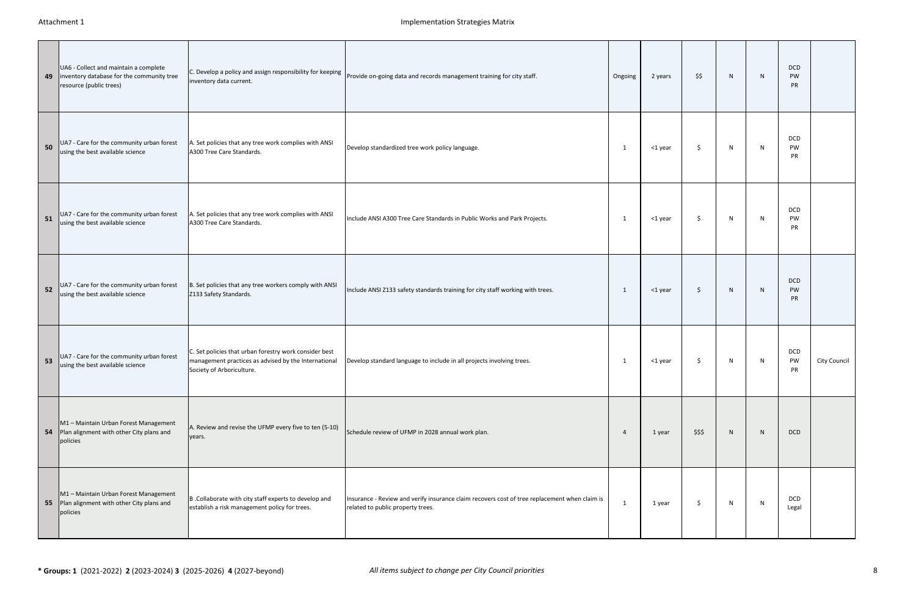| 49 | UA6 - Collect and maintain a complete inventory database for the community tree resource (public trees) | C. Develop a policy and assign responsibility for keeping inventory data current. | Provide on-going data and records management training for city staff. | Ongoing | 2 years | $$ | N | N | DCD PW PR | |
|---|---|---|---|---|---|---|---|---|---|---|
| 50 | UA7 - Care for the community urban forest using the best available science | A. Set policies that any tree work complies with ANSI A300 Tree Care Standards. | Develop standardized tree work policy language. | 1 | <1 year | $ | N | N | DCD PW PR | |
| 51 | UA7 - Care for the community urban forest using the best available science | A. Set policies that any tree work complies with ANSI A300 Tree Care Standards. | Include ANSI A300 Tree Care Standards in Public Works and Park Projects. | 1 | <1 year | $ | N | N | DCD PW PR | |
| 52 | UA7 - Care for the community urban forest using the best available science | B. Set policies that any tree workers comply with ANSI Z133 Safety Standards. | Include ANSI Z133 safety standards training for city staff working with trees. | 1 | <1 year | $ | N | N | DCD PW PR | |
| 53 | UA7 - Care for the community urban forest using the best available science | C. Set policies that urban forestry work consider best management practices as advised by the International Society of Arboriculture. | Develop standard language to include in all projects involving trees. | 1 | <1 year | $ | N | N | DCD PW PR | City Council |
| 54 | M1 – Maintain Urban Forest Management Plan alignment with other City plans and policies | A. Review and revise the UFMP every five to ten (5-10) years. | Schedule review of UFMP in 2028 annual work plan. | 4 | 1 year | $$$ | N | N | DCD | |
| 55 | M1 – Maintain Urban Forest Management Plan alignment with other City plans and policies | B .Collaborate with city staff experts to develop and establish a risk management policy for trees. | Insurance - Review and verify insurance claim recovers cost of tree replacement when claim is related to public property trees. | 1 | 1 year | $ | N | N | DCD Legal | |

**\* Groups: 1** (2021-2022) **2** (2023-2024) **3** (2025-2026) **4** (2027-beyond)

*All items subject to change per City Council priorities*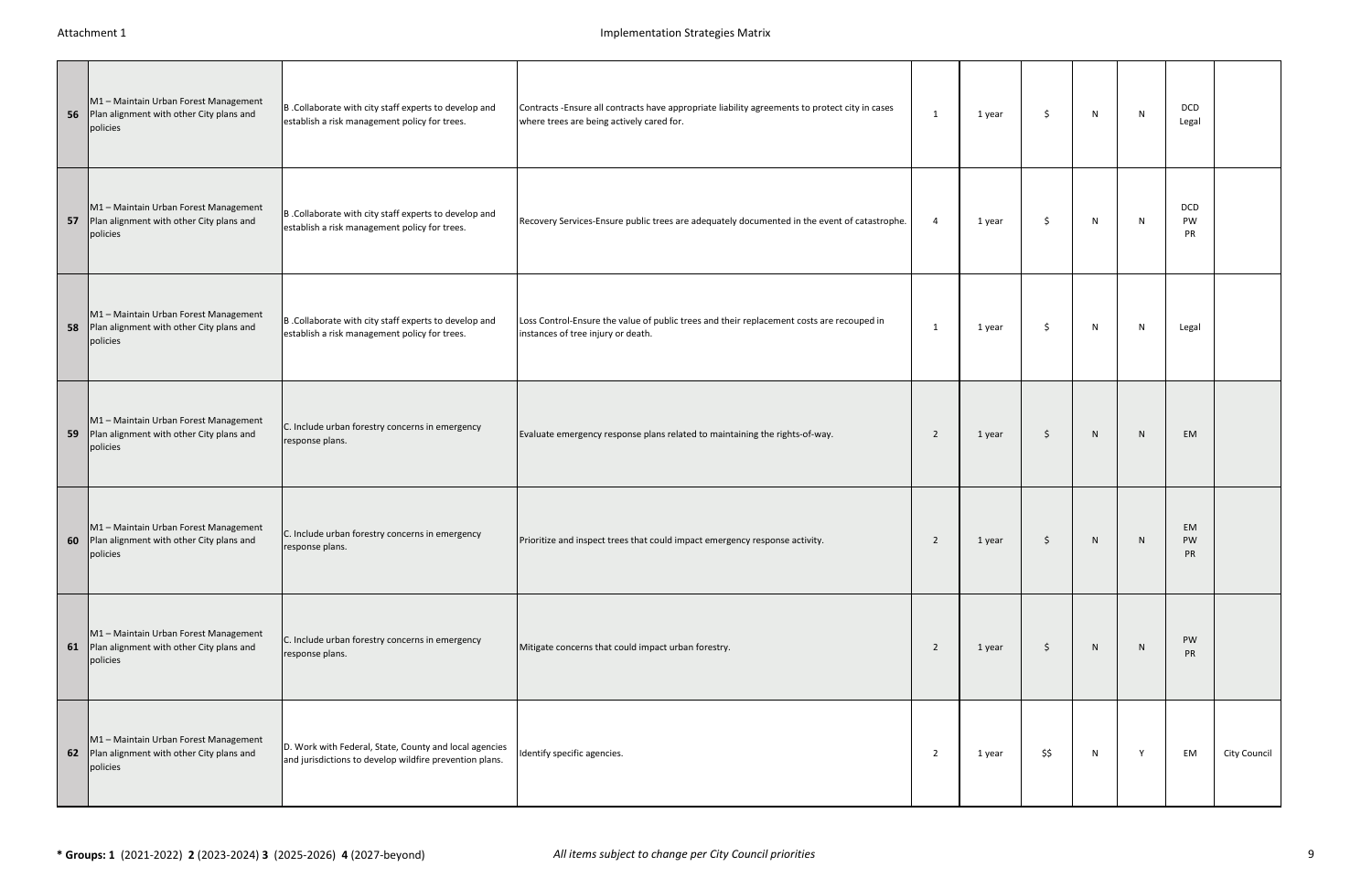| | | | | | | | | | | |
|---|---|---|---|---|---|---|---|---|---|---|
| 56 | M1 – Maintain Urban Forest Management Plan alignment with other City plans and policies | B .Collaborate with city staff experts to develop and establish a risk management policy for trees. | Contracts -Ensure all contracts have appropriate liability agreements to protect city in cases where trees are being actively cared for. | 1 | 1 year | $ | N | N | DCD Legal | |
| 57 | M1 – Maintain Urban Forest Management Plan alignment with other City plans and policies | B .Collaborate with city staff experts to develop and establish a risk management policy for trees. | Recovery Services-Ensure public trees are adequately documented in the event of catastrophe. | 4 | 1 year | $ | N | N | DCD PW PR | |
| 58 | M1 – Maintain Urban Forest Management Plan alignment with other City plans and policies | B .Collaborate with city staff experts to develop and establish a risk management policy for trees. | Loss Control-Ensure the value of public trees and their replacement costs are recouped in instances of tree injury or death. | 1 | 1 year | $ | N | N | Legal | |
| 59 | M1 – Maintain Urban Forest Management Plan alignment with other City plans and policies | C. Include urban forestry concerns in emergency response plans. | Evaluate emergency response plans related to maintaining the rights-of-way. | 2 | 1 year | $ | N | N | EM | |
| 60 | M1 – Maintain Urban Forest Management Plan alignment with other City plans and policies | C. Include urban forestry concerns in emergency response plans. | Prioritize and inspect trees that could impact emergency response activity. | 2 | 1 year | $ | N | N | EM PW PR | |
| 61 | M1 – Maintain Urban Forest Management Plan alignment with other City plans and policies | C. Include urban forestry concerns in emergency response plans. | Mitigate concerns that could impact urban forestry. | 2 | 1 year | $ | N | N | PW PR | |
| 62 | M1 – Maintain Urban Forest Management Plan alignment with other City plans and policies | D. Work with Federal, State, County and local agencies and jurisdictions to develop wildfire prevention plans. | Identify specific agencies. | 2 | 1 year | $$ | N | Y | EM | City Council |

**\* Groups: 1** (2021-2022) **2** (2023-2024) **3** (2025-2026) **4** (2027-beyond)

*All items subject to change per City Council priorities*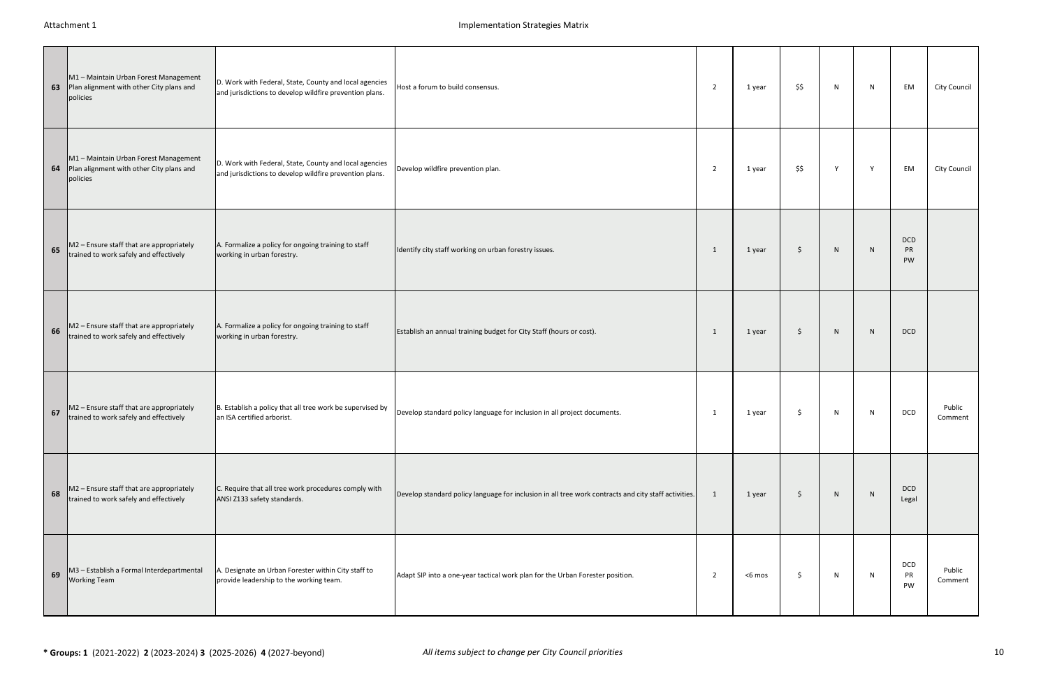| | | | | | | | | | | |
|---|---|---|---|---|---|---|---|---|---|---|
| 63 | M1 – Maintain Urban Forest Management Plan alignment with other City plans and policies | D. Work with Federal, State, County and local agencies and jurisdictions to develop wildfire prevention plans. | Host a forum to build consensus. | 2 | 1 year | $$ | N | N | EM | City Council |
| 64 | M1 – Maintain Urban Forest Management Plan alignment with other City plans and policies | D. Work with Federal, State, County and local agencies and jurisdictions to develop wildfire prevention plans. | Develop wildfire prevention plan. | 2 | 1 year | $$ | Y | Y | EM | City Council |
| 65 | M2 – Ensure staff that are appropriately trained to work safely and effectively | A. Formalize a policy for ongoing training to staff working in urban forestry. | Identify city staff working on urban forestry issues. | 1 | 1 year | $ | N | N | DCD PR PW | |
| 66 | M2 – Ensure staff that are appropriately trained to work safely and effectively | A. Formalize a policy for ongoing training to staff working in urban forestry. | Establish an annual training budget for City Staff (hours or cost). | 1 | 1 year | $ | N | N | DCD | |
| 67 | M2 – Ensure staff that are appropriately trained to work safely and effectively | B. Establish a policy that all tree work be supervised by an ISA certified arborist. | Develop standard policy language for inclusion in all project documents. | 1 | 1 year | $ | N | N | DCD | Public Comment |
| 68 | M2 – Ensure staff that are appropriately trained to work safely and effectively | C. Require that all tree work procedures comply with ANSI Z133 safety standards. | Develop standard policy language for inclusion in all tree work contracts and city staff activities. | 1 | 1 year | $ | N | N | DCD Legal | |
| 69 | M3 – Establish a Formal Interdepartmental Working Team | A. Designate an Urban Forester within City staff to provide leadership to the working team. | Adapt SIP into a one-year tactical work plan for the Urban Forester position. | 2 | <6 mos | $ | N | N | DCD PR PW | Public Comment |

**\* Groups: 1** (2021-2022) **2** (2023-2024) **3** (2025-2026) **4** (2027-beyond)

*All items subject to change per City Council priorities*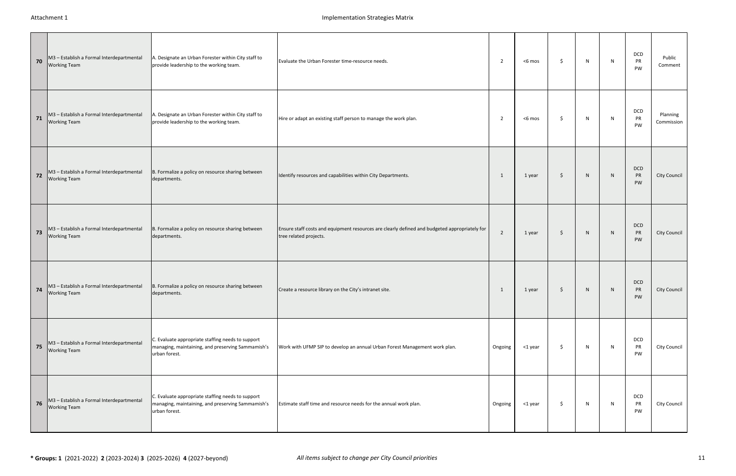| | | | | | | | | | | |
|---|---|---|---|---|---|---|---|---|---|---|
| **70** | M3 – Establish a Formal Interdepartmental Working Team | A. Designate an Urban Forester within City staff to provide leadership to the working team. | Evaluate the Urban Forester time-resource needs. | 2 | <6 mos | $ | N | N | DCD PR PW | Public Comment |
| **71** | M3 – Establish a Formal Interdepartmental Working Team | A. Designate an Urban Forester within City staff to provide leadership to the working team. | Hire or adapt an existing staff person to manage the work plan. | 2 | <6 mos | $ | N | N | DCD PR PW | Planning Commission |
| **72** | M3 – Establish a Formal Interdepartmental Working Team | B. Formalize a policy on resource sharing between departments. | Identify resources and capabilities within City Departments. | 1 | 1 year | $ | N | N | DCD PR PW | City Council |
| **73** | M3 – Establish a Formal Interdepartmental Working Team | B. Formalize a policy on resource sharing between departments. | Ensure staff costs and equipment resources are clearly defined and budgeted appropriately for tree related projects. | 2 | 1 year | $ | N | N | DCD PR PW | City Council |
| **74** | M3 – Establish a Formal Interdepartmental Working Team | B. Formalize a policy on resource sharing between departments. | Create a resource library on the City's intranet site. | 1 | 1 year | $ | N | N | DCD PR PW | City Council |
| **75** | M3 – Establish a Formal Interdepartmental Working Team | C. Evaluate appropriate staffing needs to support managing, maintaining, and preserving Sammamish's urban forest. | Work with UFMP SIP to develop an annual Urban Forest Management work plan. | Ongoing | <1 year | $ | N | N | DCD PR PW | City Council |
| **76** | M3 – Establish a Formal Interdepartmental Working Team | C. Evaluate appropriate staffing needs to support managing, maintaining, and preserving Sammamish's urban forest. | Estimate staff time and resource needs for the annual work plan. | Ongoing | <1 year | $ | N | N | DCD PR PW | City Council |

**\* Groups: 1** (2021-2022) **2** (2023-2024) **3** (2025-2026) **4** (2027-beyond)

*All items subject to change per City Council priorities*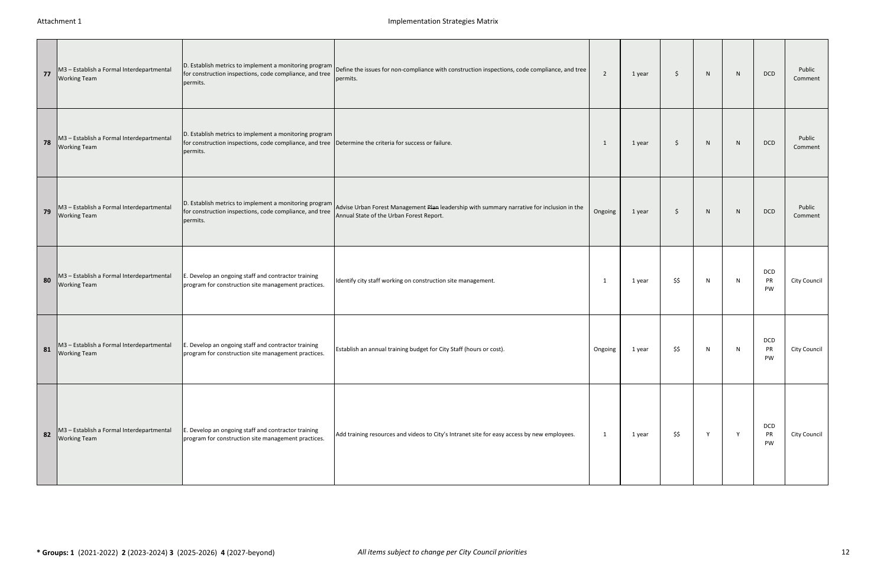| 77 | M3 – Establish a Formal Interdepartmental Working Team | D. Establish metrics to implement a monitoring program for construction inspections, code compliance, and tree permits. | Define the issues for non-compliance with construction inspections, code compliance, and tree permits. | 2 | 1 year | $ | N | N | DCD | Public Comment |
|---|---|---|---|---|---|---|---|---|---|---|
| 78 | M3 – Establish a Formal Interdepartmental Working Team | D. Establish metrics to implement a monitoring program for construction inspections, code compliance, and tree permits. | Determine the criteria for success or failure. | 1 | 1 year | $ | N | N | DCD | Public Comment |
| 79 | M3 – Establish a Formal Interdepartmental Working Team | D. Establish metrics to implement a monitoring program for construction inspections, code compliance, and tree permits. | Advise Urban Forest Management ~~Plan~~ leadership with summary narrative for inclusion in the Annual State of the Urban Forest Report. | Ongoing | 1 year | $ | N | N | DCD | Public Comment |
| 80 | M3 – Establish a Formal Interdepartmental Working Team | E. Develop an ongoing staff and contractor training program for construction site management practices. | Identify city staff working on construction site management. | 1 | 1 year | $$ | N | N | DCD PR PW | City Council |
| 81 | M3 – Establish a Formal Interdepartmental Working Team | E. Develop an ongoing staff and contractor training program for construction site management practices. | Establish an annual training budget for City Staff (hours or cost). | Ongoing | 1 year | $$ | N | N | DCD PR PW | City Council |
| 82 | M3 – Establish a Formal Interdepartmental Working Team | E. Develop an ongoing staff and contractor training program for construction site management practices. | Add training resources and videos to City's Intranet site for easy access by new employees. | 1 | 1 year | $$ | Y | Y | DCD PR PW | City Council |

**\* Groups: 1** (2021-2022) **2** (2023-2024) **3** (2025-2026) **4** (2027-beyond)

*All items subject to change per City Council priorities*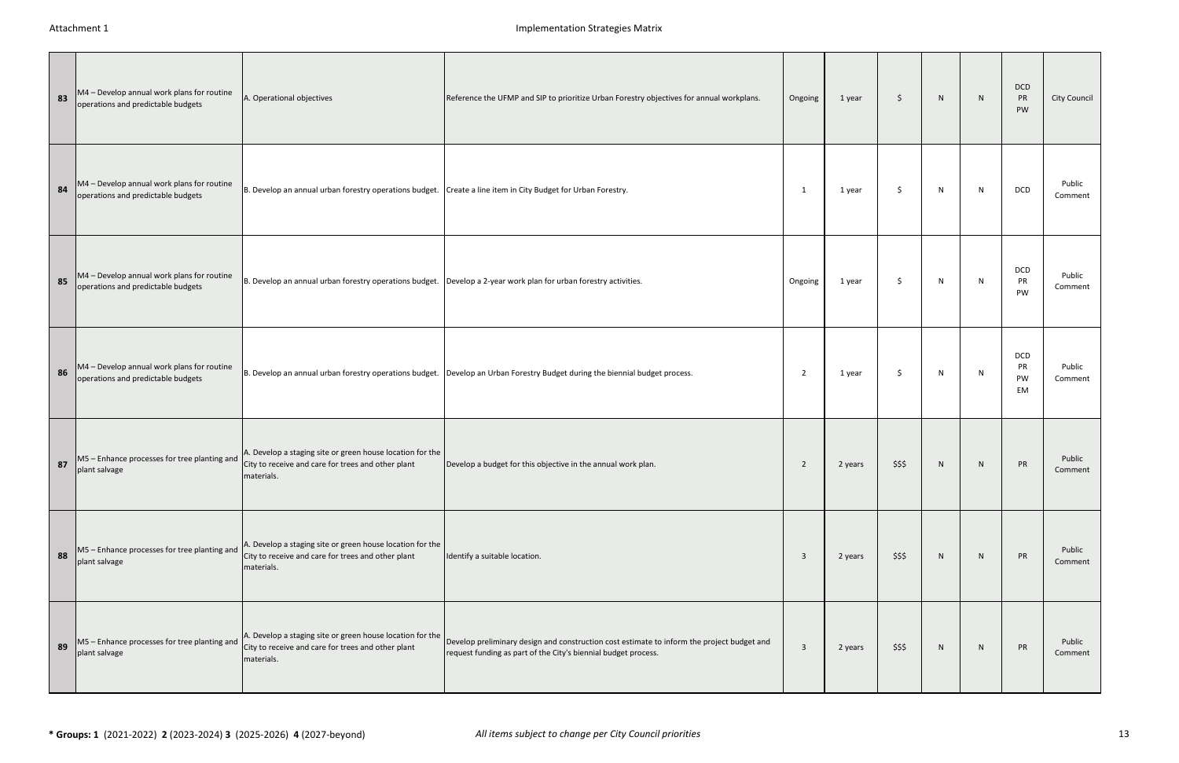| 83 | M4 – Develop annual work plans for routine operations and predictable budgets | A. Operational objectives | Reference the UFMP and SIP to prioritize Urban Forestry objectives for annual workplans. | Ongoing | 1 year | $ | N | N | DCD PR PW | City Council |
|---|---|---|---|---|---|---|---|---|---|---|
| 84 | M4 – Develop annual work plans for routine operations and predictable budgets | B. Develop an annual urban forestry operations budget. | Create a line item in City Budget for Urban Forestry. | 1 | 1 year | $ | N | N | DCD | Public Comment |
| 85 | M4 – Develop annual work plans for routine operations and predictable budgets | B. Develop an annual urban forestry operations budget. | Develop a 2-year work plan for urban forestry activities. | Ongoing | 1 year | $ | N | N | DCD PR PW | Public Comment |
| 86 | M4 – Develop annual work plans for routine operations and predictable budgets | B. Develop an annual urban forestry operations budget. | Develop an Urban Forestry Budget during the biennial budget process. | 2 | 1 year | $ | N | N | DCD PR PW EM | Public Comment |
| 87 | M5 – Enhance processes for tree planting and plant salvage | A. Develop a staging site or green house location for the City to receive and care for trees and other plant materials. | Develop a budget for this objective in the annual work plan. | 2 | 2 years | $$$ | N | N | PR | Public Comment |
| 88 | M5 – Enhance processes for tree planting and plant salvage | A. Develop a staging site or green house location for the City to receive and care for trees and other plant materials. | Identify a suitable location. | 3 | 2 years | $$$ | N | N | PR | Public Comment |
| 89 | M5 – Enhance processes for tree planting and plant salvage | A. Develop a staging site or green house location for the City to receive and care for trees and other plant materials. | Develop preliminary design and construction cost estimate to inform the project budget and request funding as part of the City's biennial budget process. | 3 | 2 years | $$$ | N | N | PR | Public Comment |

**\* Groups: 1** (2021-2022) **2** (2023-2024) **3** (2025-2026) **4** (2027-beyond)

*All items subject to change per City Council priorities*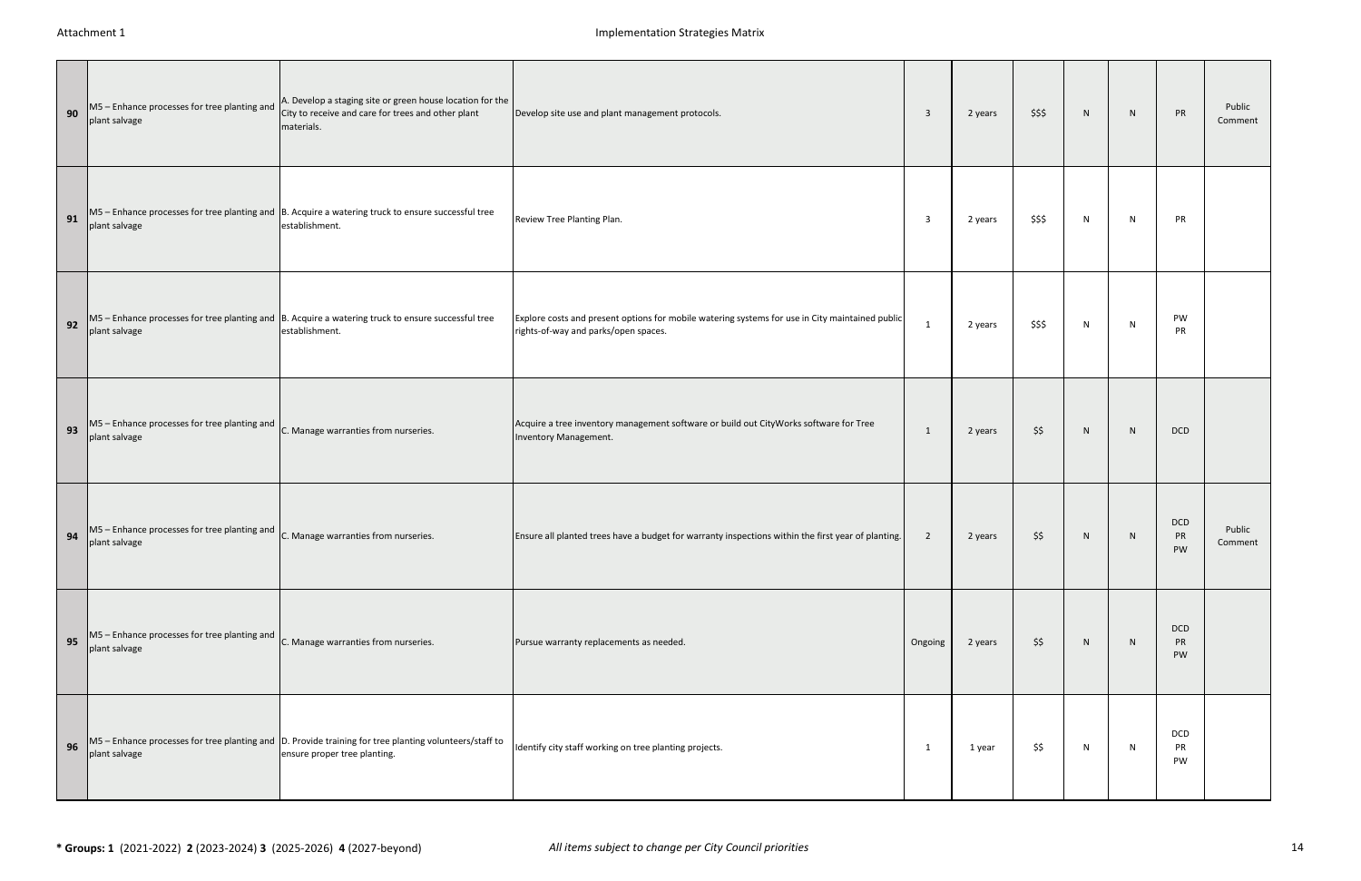| 90 | M5 – Enhance processes for tree planting and plant salvage | A. Develop a staging site or green house location for the City to receive and care for trees and other plant materials. | Develop site use and plant management protocols. | 3 | 2 years | $$$ | N | N | PR | Public Comment |
|---|---|---|---|---|---|---|---|---|---|---|
| 91 | M5 – Enhance processes for tree planting and plant salvage | B. Acquire a watering truck to ensure successful tree establishment. | Review Tree Planting Plan. | 3 | 2 years | $$$ | N | N | PR | |
| 92 | M5 – Enhance processes for tree planting and plant salvage | B. Acquire a watering truck to ensure successful tree establishment. | Explore costs and present options for mobile watering systems for use in City maintained public rights-of-way and parks/open spaces. | 1 | 2 years | $$$ | N | N | PW PR | |
| 93 | M5 – Enhance processes for tree planting and plant salvage | C. Manage warranties from nurseries. | Acquire a tree inventory management software or build out CityWorks software for Tree Inventory Management. | 1 | 2 years | $$ | N | N | DCD | |
| 94 | M5 – Enhance processes for tree planting and plant salvage | C. Manage warranties from nurseries. | Ensure all planted trees have a budget for warranty inspections within the first year of planting. | 2 | 2 years | $$ | N | N | DCD PR PW | Public Comment |
| 95 | M5 – Enhance processes for tree planting and plant salvage | C. Manage warranties from nurseries. | Pursue warranty replacements as needed. | Ongoing | 2 years | $$ | N | N | DCD PR PW | |
| 96 | M5 – Enhance processes for tree planting and plant salvage | D. Provide training for tree planting volunteers/staff to ensure proper tree planting. | Identify city staff working on tree planting projects. | 1 | 1 year | $$ | N | N | DCD PR PW | |

**\* Groups: 1** (2021-2022) **2** (2023-2024) **3** (2025-2026) **4** (2027-beyond)

*All items subject to change per City Council priorities*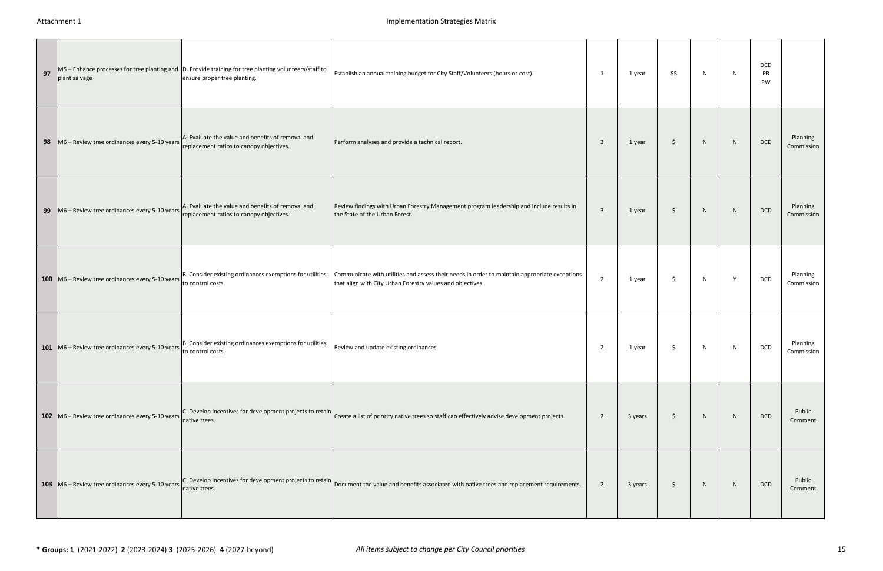| 97 | M5 – Enhance processes for tree planting and plant salvage | D. Provide training for tree planting volunteers/staff to ensure proper tree planting. | Establish an annual training budget for City Staff/Volunteers (hours or cost). | 1 | 1 year | $$ | N | N | DCD PR PW | |
|---|---|---|---|---|---|---|---|---|---|---|
| 98 | M6 – Review tree ordinances every 5-10 years | A. Evaluate the value and benefits of removal and replacement ratios to canopy objectives. | Perform analyses and provide a technical report. | 3 | 1 year | $ | N | N | DCD | Planning Commission |
| 99 | M6 – Review tree ordinances every 5-10 years | A. Evaluate the value and benefits of removal and replacement ratios to canopy objectives. | Review findings with Urban Forestry Management program leadership and include results in the State of the Urban Forest. | 3 | 1 year | $ | N | N | DCD | Planning Commission |
| 100 | M6 – Review tree ordinances every 5-10 years | B. Consider existing ordinances exemptions for utilities to control costs. | Communicate with utilities and assess their needs in order to maintain appropriate exceptions that align with City Urban Forestry values and objectives. | 2 | 1 year | $ | N | Y | DCD | Planning Commission |
| 101 | M6 – Review tree ordinances every 5-10 years | B. Consider existing ordinances exemptions for utilities to control costs. | Review and update existing ordinances. | 2 | 1 year | $ | N | N | DCD | Planning Commission |
| 102 | M6 – Review tree ordinances every 5-10 years | C. Develop incentives for development projects to retain native trees. | Create a list of priority native trees so staff can effectively advise development projects. | 2 | 3 years | $ | N | N | DCD | Public Comment |
| 103 | M6 – Review tree ordinances every 5-10 years | C. Develop incentives for development projects to retain native trees. | Document the value and benefits associated with native trees and replacement requirements. | 2 | 3 years | $ | N | N | DCD | Public Comment |

**\* Groups: 1** (2021-2022) **2** (2023-2024) **3** (2025-2026) **4** (2027-beyond)

*All items subject to change per City Council priorities*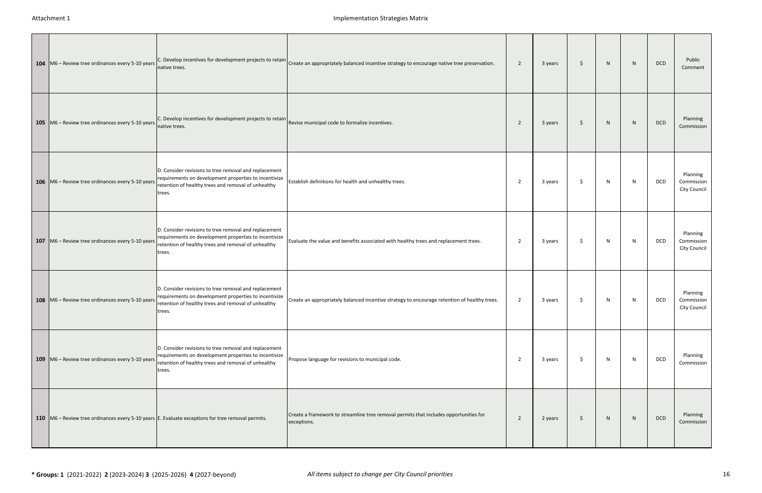Implementation Strategies Matrix

| # | Measure | Strategy | Action | Group* | Timeframe | Cost | | | Lead | Review |
|---|---|---|---|---|---|---|---|---|---|---|
| **104** | M6 – Review tree ordinances every 5-10 years | C. Develop incentives for development projects to retain native trees. | Create an appropriately balanced incentive strategy to encourage native tree preservation. | 2 | 3 years | $ | N | N | DCD | Public Comment |
| **105** | M6 – Review tree ordinances every 5-10 years | C. Develop incentives for development projects to retain native trees. | Revise municipal code to formalize incentives. | 2 | 3 years | $ | N | N | DCD | Planning Commission |
| **106** | M6 – Review tree ordinances every 5-10 years | D. Consider revisions to tree removal and replacement requirements on development properties to incentivize retention of healthy trees and removal of unhealthy trees. | Establish definitions for health and unhealthy trees. | 2 | 3 years | $ | N | N | DCD | Planning Commission City Council |
| **107** | M6 – Review tree ordinances every 5-10 years | D. Consider revisions to tree removal and replacement requirements on development properties to incentivize retention of healthy trees and removal of unhealthy trees. | Evaluate the value and benefits associated with healthy trees and replacement trees. | 2 | 3 years | $ | N | N | DCD | Planning Commission City Council |
| **108** | M6 – Review tree ordinances every 5-10 years | D. Consider revisions to tree removal and replacement requirements on development properties to incentivize retention of healthy trees and removal of unhealthy trees. | Create an appropriately balanced incentive strategy to encourage retention of healthy trees. | 2 | 3 years | $ | N | N | DCD | Planning Commission City Council |
| **109** | M6 – Review tree ordinances every 5-10 years | D. Consider revisions to tree removal and replacement requirements on development properties to incentivize retention of healthy trees and removal of unhealthy trees. | Propose language for revisions to municipal code. | 2 | 3 years | $ | N | N | DCD | Planning Commission |
| **110** | M6 – Review tree ordinances every 5-10 years | E. Evaluate exceptions for tree removal permits. | Create a framework to streamline tree removal permits that includes opportunities for exceptions. | 2 | 2 years | $ | N | N | DCD | Planning Commission |

**\* Groups: 1** (2021-2022) **2** (2023-2024) **3** (2025-2026) **4** (2027-beyond)

*All items subject to change per City Council priorities*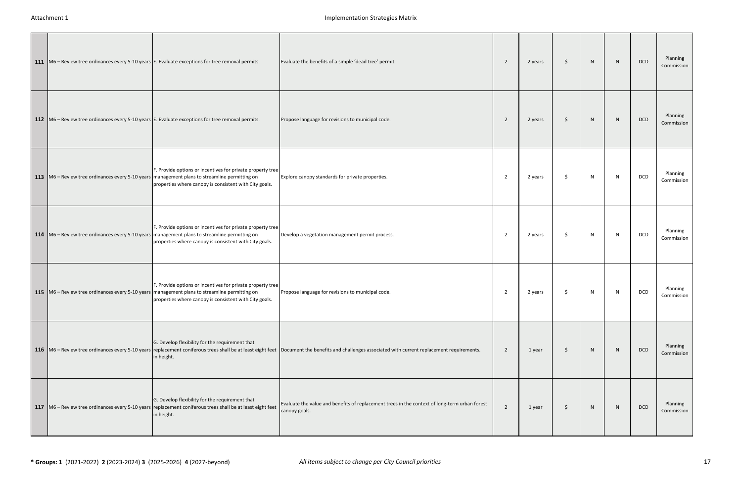| | | | | | | | | | | |
|---|---|---|---|---|---|---|---|---|---|---|
| **111** | M6 – Review tree ordinances every 5-10 years | E. Evaluate exceptions for tree removal permits. | Evaluate the benefits of a simple 'dead tree' permit. | 2 | 2 years | $ | N | N | DCD | Planning Commission |
| **112** | M6 – Review tree ordinances every 5-10 years | E. Evaluate exceptions for tree removal permits. | Propose language for revisions to municipal code. | 2 | 2 years | $ | N | N | DCD | Planning Commission |
| **113** | M6 – Review tree ordinances every 5-10 years | F. Provide options or incentives for private property tree management plans to streamline permitting on properties where canopy is consistent with City goals. | Explore canopy standards for private properties. | 2 | 2 years | $ | N | N | DCD | Planning Commission |
| **114** | M6 – Review tree ordinances every 5-10 years | F. Provide options or incentives for private property tree management plans to streamline permitting on properties where canopy is consistent with City goals. | Develop a vegetation management permit process. | 2 | 2 years | $ | N | N | DCD | Planning Commission |
| **115** | M6 – Review tree ordinances every 5-10 years | F. Provide options or incentives for private property tree management plans to streamline permitting on properties where canopy is consistent with City goals. | Propose language for revisions to municipal code. | 2 | 2 years | $ | N | N | DCD | Planning Commission |
| **116** | M6 – Review tree ordinances every 5-10 years | G. Develop flexibility for the requirement that replacement coniferous trees shall be at least eight feet in height. | Document the benefits and challenges associated with current replacement requirements. | 2 | 1 year | $ | N | N | DCD | Planning Commission |
| **117** | M6 – Review tree ordinances every 5-10 years | G. Develop flexibility for the requirement that replacement coniferous trees shall be at least eight feet in height. | Evaluate the value and benefits of replacement trees in the context of long-term urban forest canopy goals. | 2 | 1 year | $ | N | N | DCD | Planning Commission |

**\* Groups: 1** (2021-2022) **2** (2023-2024) **3** (2025-2026) **4** (2027-beyond)

*All items subject to change per City Council priorities*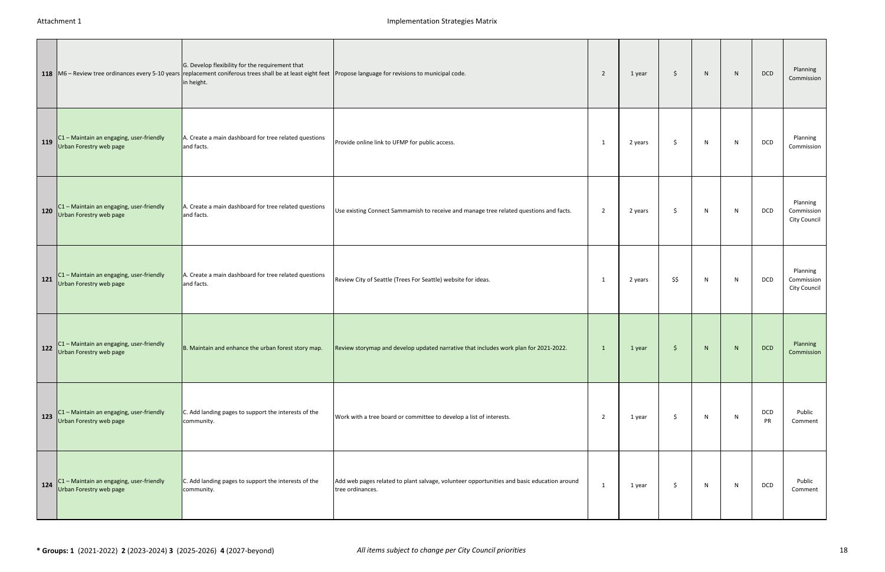| | | | | | | | | | | |
|---|---|---|---|---|---|---|---|---|---|---|
| 118 | M6 – Review tree ordinances every 5-10 years | G. Develop flexibility for the requirement that replacement coniferous trees shall be at least eight feet in height. | Propose language for revisions to municipal code. | 2 | 1 year | $ | N | N | DCD | Planning Commission |
| 119 | C1 – Maintain an engaging, user-friendly Urban Forestry web page | A. Create a main dashboard for tree related questions and facts. | Provide online link to UFMP for public access. | 1 | 2 years | $ | N | N | DCD | Planning Commission |
| 120 | C1 – Maintain an engaging, user-friendly Urban Forestry web page | A. Create a main dashboard for tree related questions and facts. | Use existing Connect Sammamish to receive and manage tree related questions and facts. | 2 | 2 years | $ | N | N | DCD | Planning Commission City Council |
| 121 | C1 – Maintain an engaging, user-friendly Urban Forestry web page | A. Create a main dashboard for tree related questions and facts. | Review City of Seattle (Trees For Seattle) website for ideas. | 1 | 2 years | $$ | N | N | DCD | Planning Commission City Council |
| 122 | C1 – Maintain an engaging, user-friendly Urban Forestry web page | B. Maintain and enhance the urban forest story map. | Review storymap and develop updated narrative that includes work plan for 2021-2022. | 1 | 1 year | $ | N | N | DCD | Planning Commission |
| 123 | C1 – Maintain an engaging, user-friendly Urban Forestry web page | C. Add landing pages to support the interests of the community. | Work with a tree board or committee to develop a list of interests. | 2 | 1 year | $ | N | N | DCD PR | Public Comment |
| 124 | C1 – Maintain an engaging, user-friendly Urban Forestry web page | C. Add landing pages to support the interests of the community. | Add web pages related to plant salvage, volunteer opportunities and basic education around tree ordinances. | 1 | 1 year | $ | N | N | DCD | Public Comment |

**\* Groups: 1** (2021-2022) **2** (2023-2024) **3** (2025-2026) **4** (2027-beyond)

*All items subject to change per City Council priorities*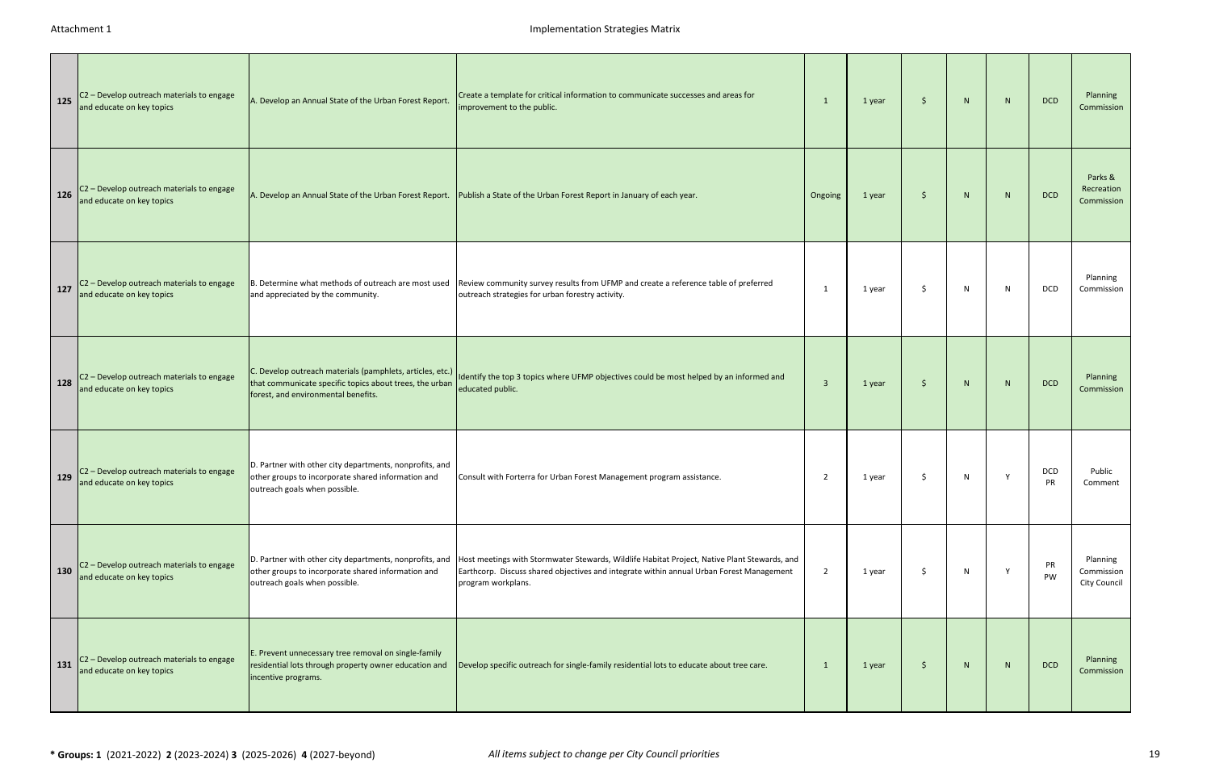| | | | | | | | | | | |
|---|---|---|---|---|---|---|---|---|---|---|
| 125 | C2 – Develop outreach materials to engage and educate on key topics | A. Develop an Annual State of the Urban Forest Report. | Create a template for critical information to communicate successes and areas for improvement to the public. | 1 | 1 year | $ | N | N | DCD | Planning Commission |
| 126 | C2 – Develop outreach materials to engage and educate on key topics | A. Develop an Annual State of the Urban Forest Report. | Publish a State of the Urban Forest Report in January of each year. | Ongoing | 1 year | $ | N | N | DCD | Parks & Recreation Commission |
| 127 | C2 – Develop outreach materials to engage and educate on key topics | B. Determine what methods of outreach are most used and appreciated by the community. | Review community survey results from UFMP and create a reference table of preferred outreach strategies for urban forestry activity. | 1 | 1 year | $ | N | N | DCD | Planning Commission |
| 128 | C2 – Develop outreach materials to engage and educate on key topics | C. Develop outreach materials (pamphlets, articles, etc.) that communicate specific topics about trees, the urban forest, and environmental benefits. | Identify the top 3 topics where UFMP objectives could be most helped by an informed and educated public. | 3 | 1 year | $ | N | N | DCD | Planning Commission |
| 129 | C2 – Develop outreach materials to engage and educate on key topics | D. Partner with other city departments, nonprofits, and other groups to incorporate shared information and outreach goals when possible. | Consult with Forterra for Urban Forest Management program assistance. | 2 | 1 year | $ | N | Y | DCD PR | Public Comment |
| 130 | C2 – Develop outreach materials to engage and educate on key topics | D. Partner with other city departments, nonprofits, and other groups to incorporate shared information and outreach goals when possible. | Host meetings with Stormwater Stewards, Wildlife Habitat Project, Native Plant Stewards, and Earthcorp. Discuss shared objectives and integrate within annual Urban Forest Management program workplans. | 2 | 1 year | $ | N | Y | PR PW | Planning Commission City Council |
| 131 | C2 – Develop outreach materials to engage and educate on key topics | E. Prevent unnecessary tree removal on single-family residential lots through property owner education and incentive programs. | Develop specific outreach for single-family residential lots to educate about tree care. | 1 | 1 year | $ | N | N | DCD | Planning Commission |

**\* Groups: 1** (2021-2022) **2** (2023-2024) **3** (2025-2026) **4** (2027-beyond)

*All items subject to change per City Council priorities*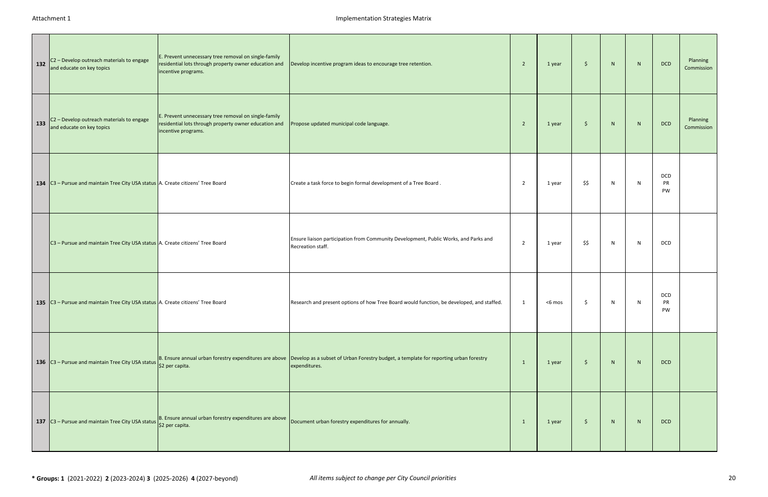| | | | | | | | | | | |
|---|---|---|---|---|---|---|---|---|---|---|
| 132 | C2 – Develop outreach materials to engage and educate on key topics | E. Prevent unnecessary tree removal on single-family residential lots through property owner education and incentive programs. | Develop incentive program ideas to encourage tree retention. | 2 | 1 year | $ | N | N | DCD | Planning Commission |
| 133 | C2 – Develop outreach materials to engage and educate on key topics | E. Prevent unnecessary tree removal on single-family residential lots through property owner education and incentive programs. | Propose updated municipal code language. | 2 | 1 year | $ | N | N | DCD | Planning Commission |
| 134 | C3 – Pursue and maintain Tree City USA status | A. Create citizens' Tree Board | Create a task force to begin formal development of a Tree Board . | 2 | 1 year | $$ | N | N | DCD PR PW | |
| | C3 – Pursue and maintain Tree City USA status | A. Create citizens' Tree Board | Ensure liaison participation from Community Development, Public Works, and Parks and Recreation staff. | 2 | 1 year | $$ | N | N | DCD | |
| 135 | C3 – Pursue and maintain Tree City USA status | A. Create citizens' Tree Board | Research and present options of how Tree Board would function, be developed, and staffed. | 1 | <6 mos | $ | N | N | DCD PR PW | |
| 136 | C3 – Pursue and maintain Tree City USA status | B. Ensure annual urban forestry expenditures are above $2 per capita. | Develop as a subset of Urban Forestry budget, a template for reporting urban forestry expenditures. | 1 | 1 year | $ | N | N | DCD | |
| 137 | C3 – Pursue and maintain Tree City USA status | B. Ensure annual urban forestry expenditures are above $2 per capita. | Document urban forestry expenditures for annually. | 1 | 1 year | $ | N | N | DCD | |

**\* Groups: 1** (2021-2022) **2** (2023-2024) **3** (2025-2026) **4** (2027-beyond)

*All items subject to change per City Council priorities*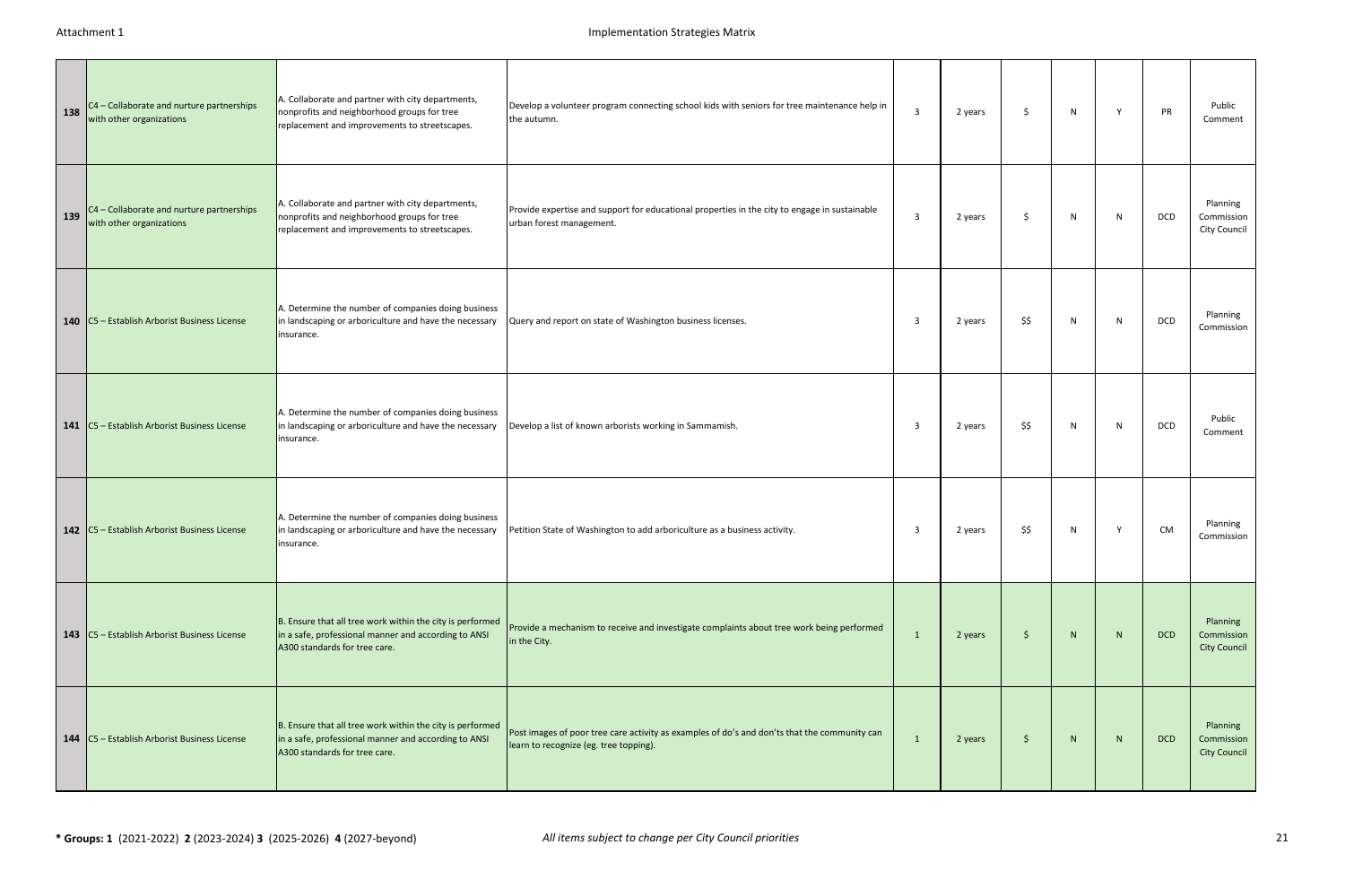| | | | | | | | | | | |
|---|---|---|---|---|---|---|---|---|---|---|
| 138 | C4 – Collaborate and nurture partnerships with other organizations | A. Collaborate and partner with city departments, nonprofits and neighborhood groups for tree replacement and improvements to streetscapes. | Develop a volunteer program connecting school kids with seniors for tree maintenance help in the autumn. | 3 | 2 years | $ | N | Y | PR | Public Comment |
| 139 | C4 – Collaborate and nurture partnerships with other organizations | A. Collaborate and partner with city departments, nonprofits and neighborhood groups for tree replacement and improvements to streetscapes. | Provide expertise and support for educational properties in the city to engage in sustainable urban forest management. | 3 | 2 years | $ | N | N | DCD | Planning Commission City Council |
| 140 | C5 – Establish Arborist Business License | A. Determine the number of companies doing business in landscaping or arboriculture and have the necessary insurance. | Query and report on state of Washington business licenses. | 3 | 2 years | $$ | N | N | DCD | Planning Commission |
| 141 | C5 – Establish Arborist Business License | A. Determine the number of companies doing business in landscaping or arboriculture and have the necessary insurance. | Develop a list of known arborists working in Sammamish. | 3 | 2 years | $$ | N | N | DCD | Public Comment |
| 142 | C5 – Establish Arborist Business License | A. Determine the number of companies doing business in landscaping or arboriculture and have the necessary insurance. | Petition State of Washington to add arboriculture as a business activity. | 3 | 2 years | $$ | N | Y | CM | Planning Commission |
| 143 | C5 – Establish Arborist Business License | B. Ensure that all tree work within the city is performed in a safe, professional manner and according to ANSI A300 standards for tree care. | Provide a mechanism to receive and investigate complaints about tree work being performed in the City. | 1 | 2 years | $ | N | N | DCD | Planning Commission City Council |
| 144 | C5 – Establish Arborist Business License | B. Ensure that all tree work within the city is performed in a safe, professional manner and according to ANSI A300 standards for tree care. | Post images of poor tree care activity as examples of do's and don'ts that the community can learn to recognize (eg. tree topping). | 1 | 2 years | $ | N | N | DCD | Planning Commission City Council |

**\* Groups: 1** (2021-2022) **2** (2023-2024) **3** (2025-2026) **4** (2027-beyond)

*All items subject to change per City Council priorities*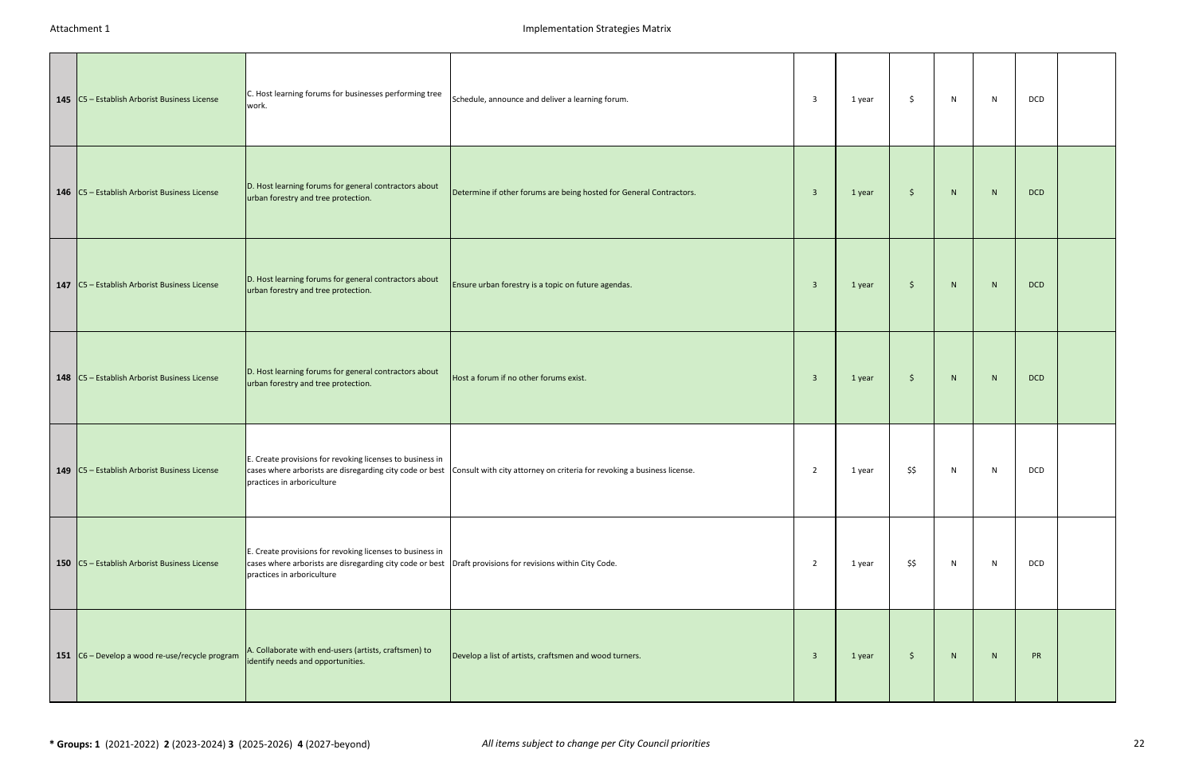| | | | | | | | | | | |
|---|---|---|---|---|---|---|---|---|---|---|
| **145** | C5 – Establish Arborist Business License | C. Host learning forums for businesses performing tree work. | Schedule, announce and deliver a learning forum. | 3 | 1 year | $ | N | N | DCD | |
| **146** | C5 – Establish Arborist Business License | D. Host learning forums for general contractors about urban forestry and tree protection. | Determine if other forums are being hosted for General Contractors. | 3 | 1 year | $ | N | N | DCD | |
| **147** | C5 – Establish Arborist Business License | D. Host learning forums for general contractors about urban forestry and tree protection. | Ensure urban forestry is a topic on future agendas. | 3 | 1 year | $ | N | N | DCD | |
| **148** | C5 – Establish Arborist Business License | D. Host learning forums for general contractors about urban forestry and tree protection. | Host a forum if no other forums exist. | 3 | 1 year | $ | N | N | DCD | |
| **149** | C5 – Establish Arborist Business License | E. Create provisions for revoking licenses to business in cases where arborists are disregarding city code or best practices in arboriculture | Consult with city attorney on criteria for revoking a business license. | 2 | 1 year | $$ | N | N | DCD | |
| **150** | C5 – Establish Arborist Business License | E. Create provisions for revoking licenses to business in cases where arborists are disregarding city code or best practices in arboriculture | Draft provisions for revisions within City Code. | 2 | 1 year | $$ | N | N | DCD | |
| **151** | C6 – Develop a wood re-use/recycle program | A. Collaborate with end-users (artists, craftsmen) to identify needs and opportunities. | Develop a list of artists, craftsmen and wood turners. | 3 | 1 year | $ | N | N | PR | |

**\* Groups: 1** (2021-2022) **2** (2023-2024) **3** (2025-2026) **4** (2027-beyond)

*All items subject to change per City Council priorities*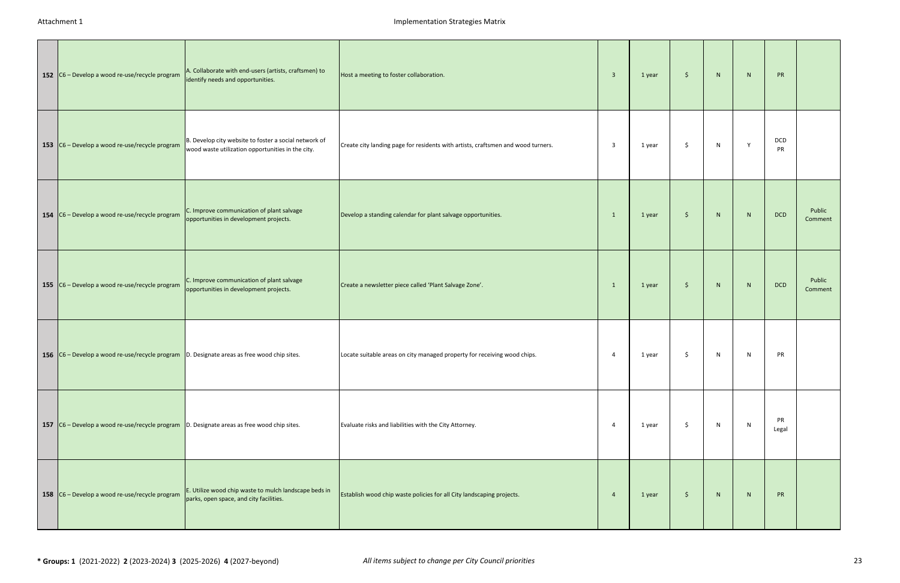| | | | | | | | | | | |
|---|---|---|---|---|---|---|---|---|---|---|
| **152** | C6 – Develop a wood re-use/recycle program | A. Collaborate with end-users (artists, craftsmen) to identify needs and opportunities. | Host a meeting to foster collaboration. | 3 | 1 year | $ | N | N | PR | |
| **153** | C6 – Develop a wood re-use/recycle program | B. Develop city website to foster a social network of wood waste utilization opportunities in the city. | Create city landing page for residents with artists, craftsmen and wood turners. | 3 | 1 year | $ | N | Y | DCD PR | |
| **154** | C6 – Develop a wood re-use/recycle program | C. Improve communication of plant salvage opportunities in development projects. | Develop a standing calendar for plant salvage opportunities. | 1 | 1 year | $ | N | N | DCD | Public Comment |
| **155** | C6 – Develop a wood re-use/recycle program | C. Improve communication of plant salvage opportunities in development projects. | Create a newsletter piece called 'Plant Salvage Zone'. | 1 | 1 year | $ | N | N | DCD | Public Comment |
| **156** | C6 – Develop a wood re-use/recycle program | D. Designate areas as free wood chip sites. | Locate suitable areas on city managed property for receiving wood chips. | 4 | 1 year | $ | N | N | PR | |
| **157** | C6 – Develop a wood re-use/recycle program | D. Designate areas as free wood chip sites. | Evaluate risks and liabilities with the City Attorney. | 4 | 1 year | $ | N | N | PR Legal | |
| **158** | C6 – Develop a wood re-use/recycle program | E. Utilize wood chip waste to mulch landscape beds in parks, open space, and city facilities. | Establish wood chip waste policies for all City landscaping projects. | 4 | 1 year | $ | N | N | PR | |

**\* Groups: 1** (2021-2022) **2** (2023-2024) **3** (2025-2026) **4** (2027-beyond)

*All items subject to change per City Council priorities*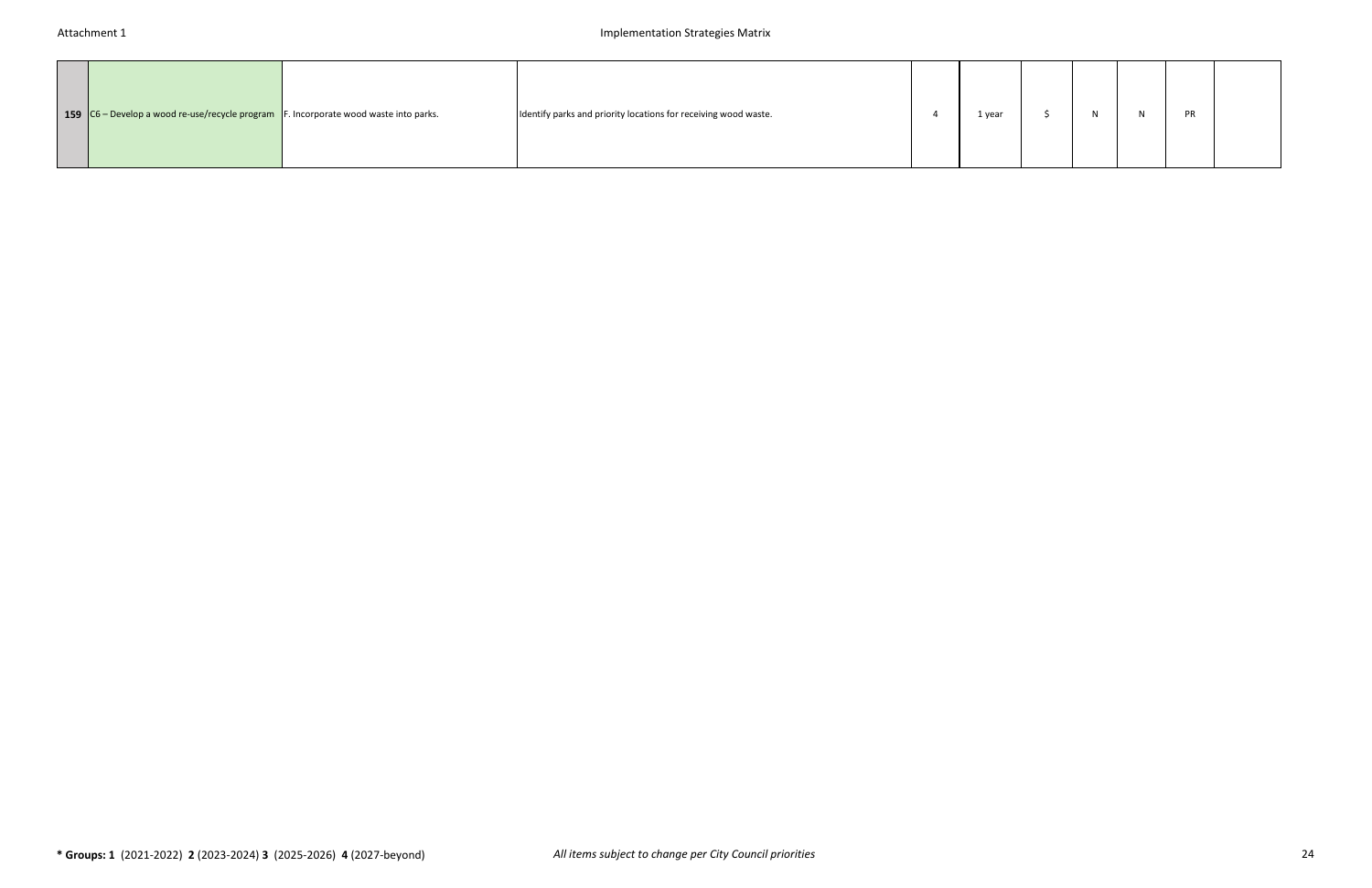| | | | | | | | | | | |
|---|---|---|---|---|---|---|---|---|---|---|
| **159** | C6 – Develop a wood re-use/recycle program | F. Incorporate wood waste into parks. | Identify parks and priority locations for receiving wood waste. | 4 | 1 year | $ | N | N | PR | |

**\* Groups: 1** (2021-2022) **2** (2023-2024) **3** (2025-2026) **4** (2027-beyond)

*All items subject to change per City Council priorities*